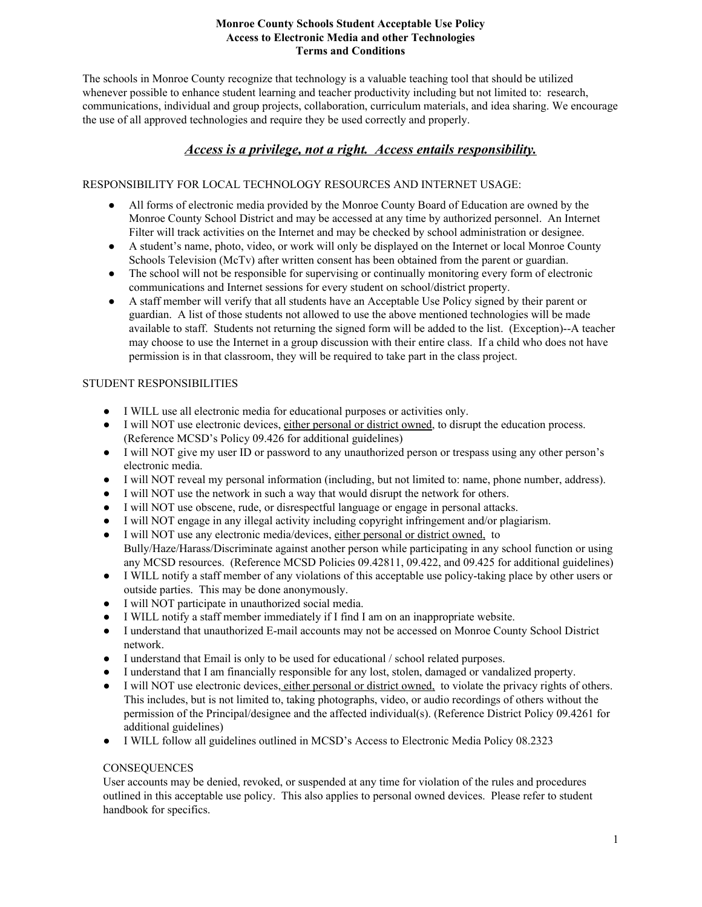# Monroe County Schools Student Acceptable Use Policy
## Access to Electronic Media and other Technologies
## Terms and Conditions

The schools in Monroe County recognize that technology is a valuable teaching tool that should be utilized whenever possible to enhance student learning and teacher productivity including but not limited to: research, communications, individual and group projects, collaboration, curriculum materials, and idea sharing. We encourage the use of all approved technologies and require they be used correctly and properly.

***Access is a privilege, not a right. Access entails responsibility.***

RESPONSIBILITY FOR LOCAL TECHNOLOGY RESOURCES AND INTERNET USAGE:

- All forms of electronic media provided by the Monroe County Board of Education are owned by the Monroe County School District and may be accessed at any time by authorized personnel. An Internet Filter will track activities on the Internet and may be checked by school administration or designee.
- A student's name, photo, video, or work will only be displayed on the Internet or local Monroe County Schools Television (McTv) after written consent has been obtained from the parent or guardian.
- The school will not be responsible for supervising or continually monitoring every form of electronic communications and Internet sessions for every student on school/district property.
- A staff member will verify that all students have an Acceptable Use Policy signed by their parent or guardian. A list of those students not allowed to use the above mentioned technologies will be made available to staff. Students not returning the signed form will be added to the list. (Exception)--A teacher may choose to use the Internet in a group discussion with their entire class. If a child who does not have permission is in that classroom, they will be required to take part in the class project.

STUDENT RESPONSIBILITIES

- I WILL use all electronic media for educational purposes or activities only.
- I will NOT use electronic devices, either personal or district owned, to disrupt the education process. (Reference MCSD's Policy 09.426 for additional guidelines)
- I will NOT give my user ID or password to any unauthorized person or trespass using any other person's electronic media.
- I will NOT reveal my personal information (including, but not limited to: name, phone number, address).
- I will NOT use the network in such a way that would disrupt the network for others.
- I will NOT use obscene, rude, or disrespectful language or engage in personal attacks.
- I will NOT engage in any illegal activity including copyright infringement and/or plagiarism.
- I will NOT use any electronic media/devices, either personal or district owned, to Bully/Haze/Harass/Discriminate against another person while participating in any school function or using any MCSD resources. (Reference MCSD Policies 09.42811, 09.422, and 09.425 for additional guidelines)
- I WILL notify a staff member of any violations of this acceptable use policy-taking place by other users or outside parties. This may be done anonymously.
- I will NOT participate in unauthorized social media.
- I WILL notify a staff member immediately if I find I am on an inappropriate website.
- I understand that unauthorized E-mail accounts may not be accessed on Monroe County School District network.
- I understand that Email is only to be used for educational / school related purposes.
- I understand that I am financially responsible for any lost, stolen, damaged or vandalized property.
- I will NOT use electronic devices, either personal or district owned, to violate the privacy rights of others. This includes, but is not limited to, taking photographs, video, or audio recordings of others without the permission of the Principal/designee and the affected individual(s). (Reference District Policy 09.4261 for additional guidelines)
- I WILL follow all guidelines outlined in MCSD's Access to Electronic Media Policy 08.2323

CONSEQUENCES

User accounts may be denied, revoked, or suspended at any time for violation of the rules and procedures outlined in this acceptable use policy. This also applies to personal owned devices. Please refer to student handbook for specifics.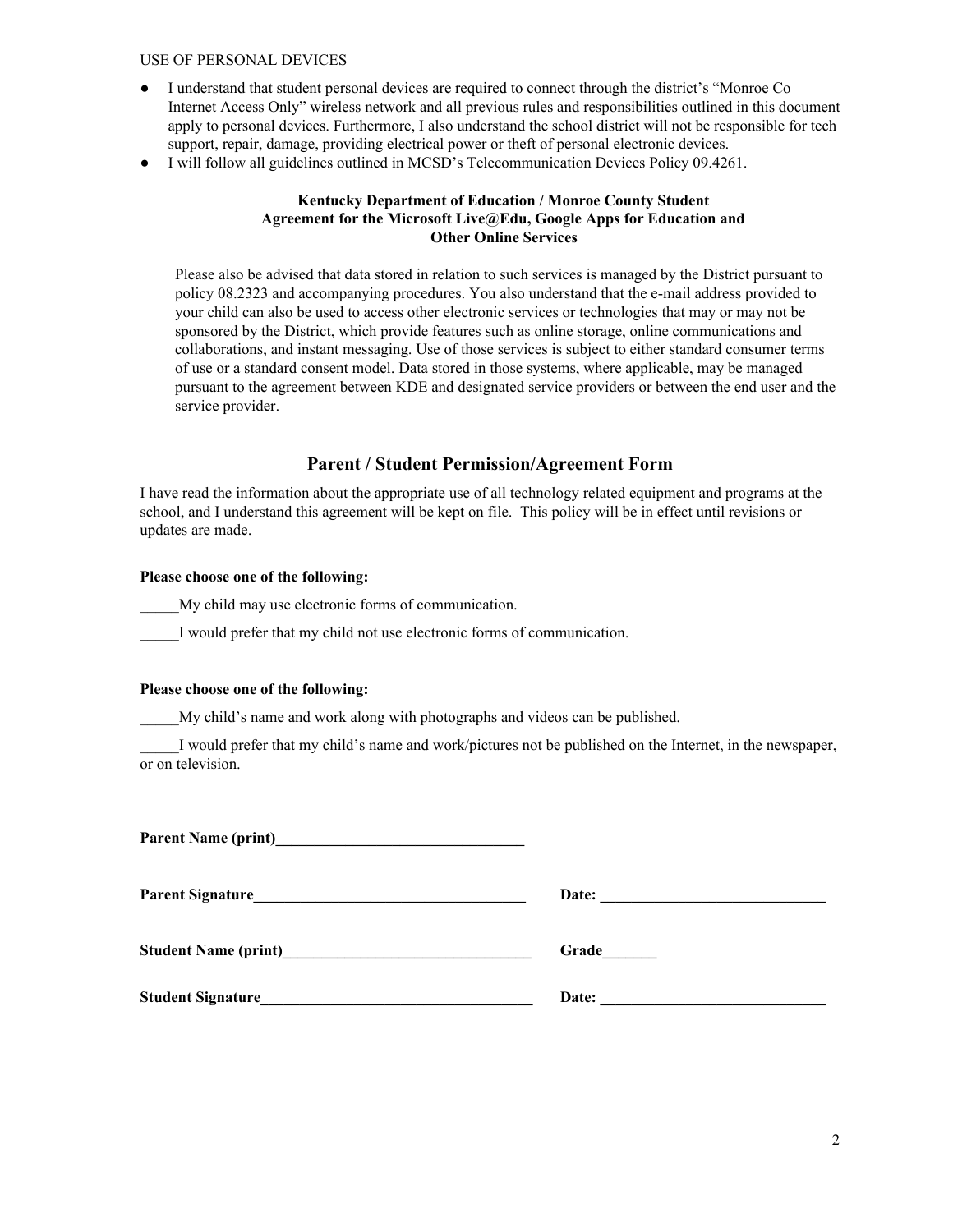USE OF PERSONAL DEVICES

- I understand that student personal devices are required to connect through the district's "Monroe Co Internet Access Only" wireless network and all previous rules and responsibilities outlined in this document apply to personal devices. Furthermore, I also understand the school district will not be responsible for tech support, repair, damage, providing electrical power or theft of personal electronic devices.
- I will follow all guidelines outlined in MCSD's Telecommunication Devices Policy 09.4261.

**Kentucky Department of Education / Monroe County Student Agreement for the Microsoft Live@Edu, Google Apps for Education and Other Online Services**

Please also be advised that data stored in relation to such services is managed by the District pursuant to policy 08.2323 and accompanying procedures. You also understand that the e-mail address provided to your child can also be used to access other electronic services or technologies that may or may not be sponsored by the District, which provide features such as online storage, online communications and collaborations, and instant messaging. Use of those services is subject to either standard consumer terms of use or a standard consent model. Data stored in those systems, where applicable, may be managed pursuant to the agreement between KDE and designated service providers or between the end user and the service provider.

## Parent / Student Permission/Agreement Form

I have read the information about the appropriate use of all technology related equipment and programs at the school, and I understand this agreement will be kept on file. This policy will be in effect until revisions or updates are made.

**Please choose one of the following:**

_____My child may use electronic forms of communication.

_____I would prefer that my child not use electronic forms of communication.

**Please choose one of the following:**

_____My child's name and work along with photographs and videos can be published.

_____I would prefer that my child's name and work/pictures not be published on the Internet, in the newspaper, or on television.

**Parent Name (print)________________________________**

**Parent Signature____________________________________** **Date: ______________________________**

**Student Name (print)________________________________** **Grade_______**

**Student Signature____________________________________** **Date: ______________________________**